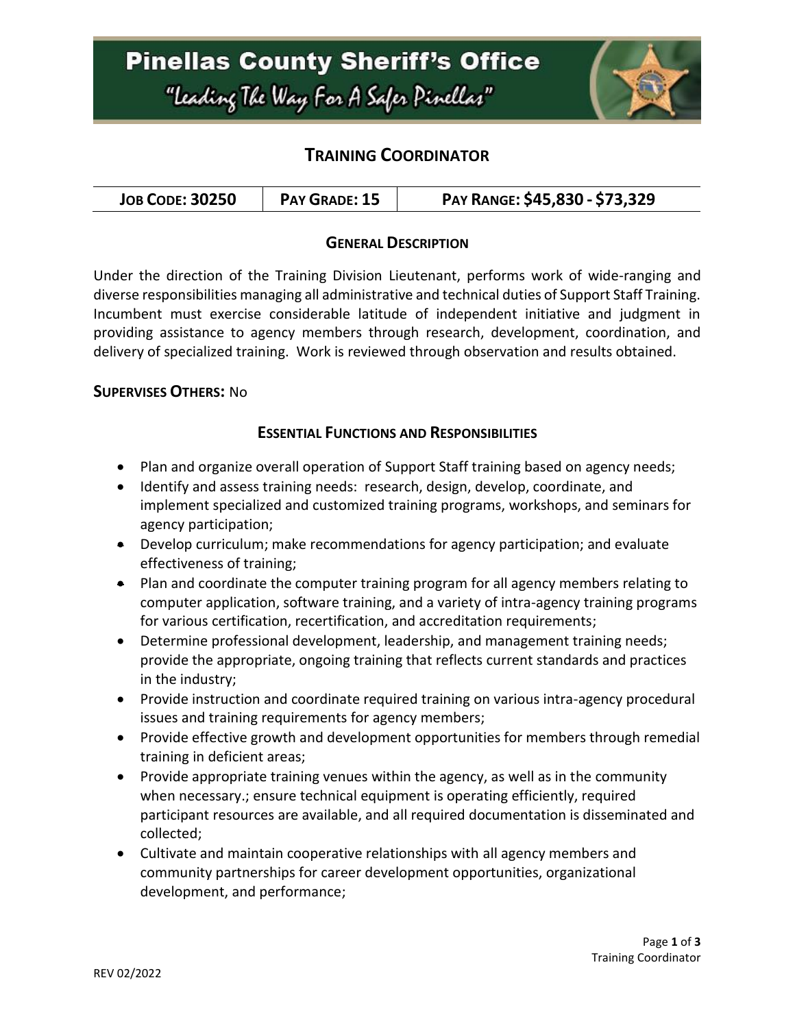# Pinellas County Sheriff's Office

*"Leading The Way For A Safer Pinellas"*

## TRAINING COORDINATOR

| JOB CODE: 30250 | PAY GRADE: 15 | PAY RANGE: $45,830 - $73,329 |
|---|---|---|

### GENERAL DESCRIPTION

Under the direction of the Training Division Lieutenant, performs work of wide-ranging and diverse responsibilities managing all administrative and technical duties of Support Staff Training. Incumbent must exercise considerable latitude of independent initiative and judgment in providing assistance to agency members through research, development, coordination, and delivery of specialized training. Work is reviewed through observation and results obtained.

**SUPERVISES OTHERS:** No

### ESSENTIAL FUNCTIONS AND RESPONSIBILITIES

- Plan and organize overall operation of Support Staff training based on agency needs;
- Identify and assess training needs: research, design, develop, coordinate, and implement specialized and customized training programs, workshops, and seminars for agency participation;
- Develop curriculum; make recommendations for agency participation; and evaluate effectiveness of training;
- Plan and coordinate the computer training program for all agency members relating to computer application, software training, and a variety of intra-agency training programs for various certification, recertification, and accreditation requirements;
- Determine professional development, leadership, and management training needs; provide the appropriate, ongoing training that reflects current standards and practices in the industry;
- Provide instruction and coordinate required training on various intra-agency procedural issues and training requirements for agency members;
- Provide effective growth and development opportunities for members through remedial training in deficient areas;
- Provide appropriate training venues within the agency, as well as in the community when necessary.; ensure technical equipment is operating efficiently, required participant resources are available, and all required documentation is disseminated and collected;
- Cultivate and maintain cooperative relationships with all agency members and community partnerships for career development opportunities, organizational development, and performance;

REV 02/2022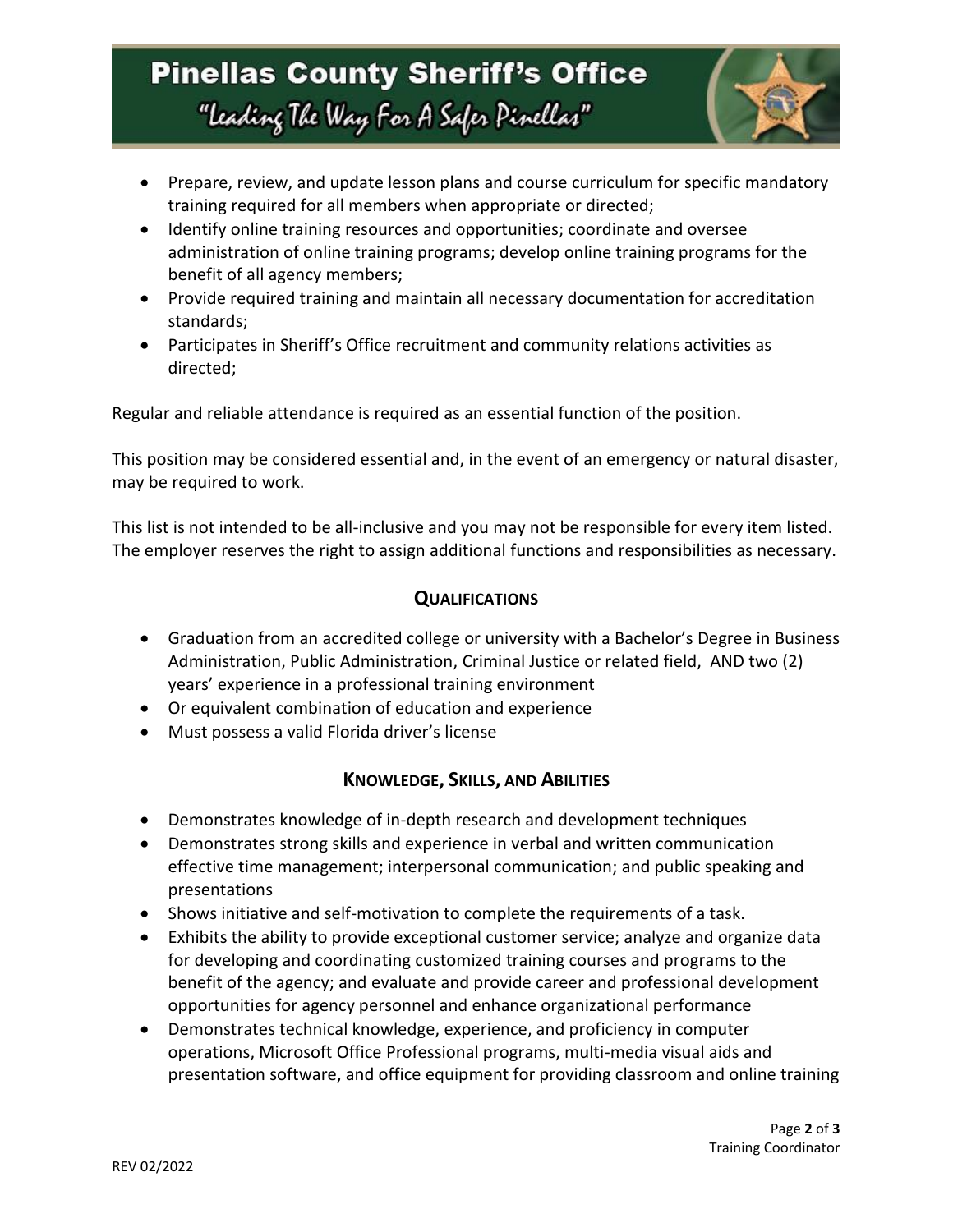- Prepare, review, and update lesson plans and course curriculum for specific mandatory training required for all members when appropriate or directed;
- Identify online training resources and opportunities; coordinate and oversee administration of online training programs; develop online training programs for the benefit of all agency members;
- Provide required training and maintain all necessary documentation for accreditation standards;
- Participates in Sheriff's Office recruitment and community relations activities as directed;

Regular and reliable attendance is required as an essential function of the position.

This position may be considered essential and, in the event of an emergency or natural disaster, may be required to work.

This list is not intended to be all-inclusive and you may not be responsible for every item listed. The employer reserves the right to assign additional functions and responsibilities as necessary.

## QUALIFICATIONS

- Graduation from an accredited college or university with a Bachelor's Degree in Business Administration, Public Administration, Criminal Justice or related field, AND two (2) years' experience in a professional training environment
- Or equivalent combination of education and experience
- Must possess a valid Florida driver's license

## KNOWLEDGE, SKILLS, AND ABILITIES

- Demonstrates knowledge of in-depth research and development techniques
- Demonstrates strong skills and experience in verbal and written communication effective time management; interpersonal communication; and public speaking and presentations
- Shows initiative and self-motivation to complete the requirements of a task.
- Exhibits the ability to provide exceptional customer service; analyze and organize data for developing and coordinating customized training courses and programs to the benefit of the agency; and evaluate and provide career and professional development opportunities for agency personnel and enhance organizational performance
- Demonstrates technical knowledge, experience, and proficiency in computer operations, Microsoft Office Professional programs, multi-media visual aids and presentation software, and office equipment for providing classroom and online training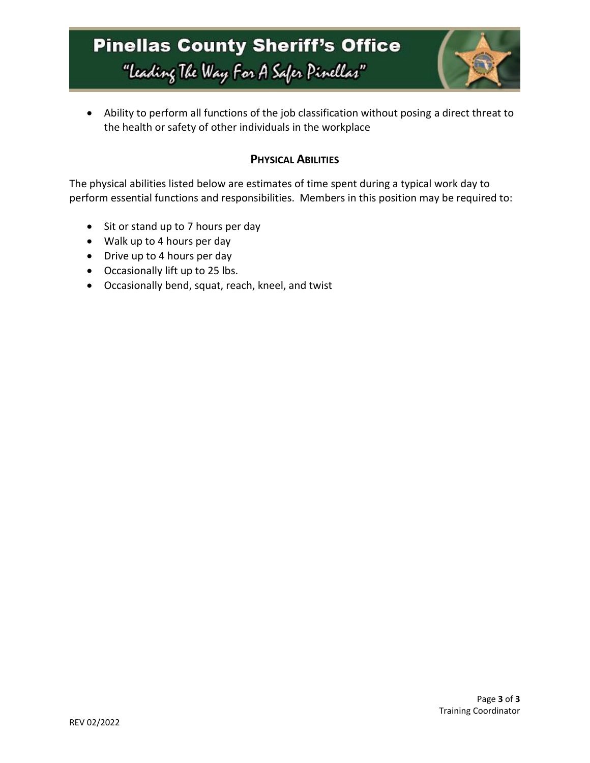- Ability to perform all functions of the job classification without posing a direct threat to the health or safety of other individuals in the workplace

## Physical Abilities

The physical abilities listed below are estimates of time spent during a typical work day to perform essential functions and responsibilities. Members in this position may be required to:

- Sit or stand up to 7 hours per day
- Walk up to 4 hours per day
- Drive up to 4 hours per day
- Occasionally lift up to 25 lbs.
- Occasionally bend, squat, reach, kneel, and twist